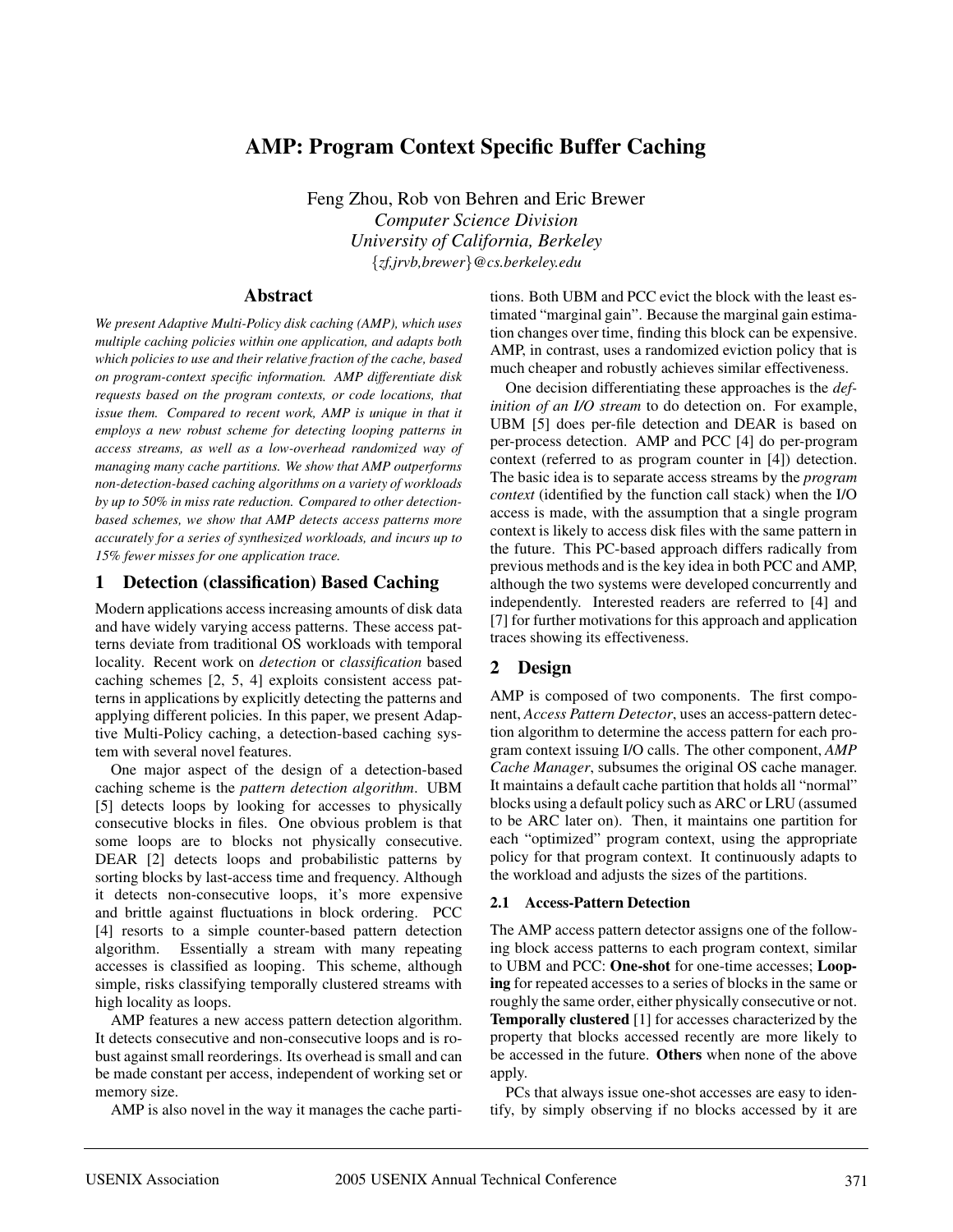// AMP: Program Context Specific Buffer Caching

Feng Zhou, Rob von Behren and Eric Brewer
*Computer Science Division*
*University of California, Berkeley*
*{zf,jrvb,brewer}@cs.berkeley.edu*

## Abstract

*We present Adaptive Multi-Policy disk caching (AMP), which uses multiple caching policies within one application, and adapts both which policies to use and their relative fraction of the cache, based on program-context specific information. AMP differentiate disk requests based on the program contexts, or code locations, that issue them. Compared to recent work, AMP is unique in that it employs a new robust scheme for detecting looping patterns in access streams, as well as a low-overhead randomized way of managing many cache partitions. We show that AMP outperforms non-detection-based caching algorithms on a variety of workloads by up to 50% in miss rate reduction. Compared to other detection-based schemes, we show that AMP detects access patterns more accurately for a series of synthesized workloads, and incurs up to 15% fewer misses for one application trace.*

## 1 Detection (classification) Based Caching

Modern applications access increasing amounts of disk data and have widely varying access patterns. These access patterns deviate from traditional OS workloads with temporal locality. Recent work on *detection* or *classification* based caching schemes [2, 5, 4] exploits consistent access patterns in applications by explicitly detecting the patterns and applying different policies. In this paper, we present Adaptive Multi-Policy caching, a detection-based caching system with several novel features.

One major aspect of the design of a detection-based caching scheme is the *pattern detection algorithm*. UBM [5] detects loops by looking for accesses to physically consecutive blocks in files. One obvious problem is that some loops are to blocks not physically consecutive. DEAR [2] detects loops and probabilistic patterns by sorting blocks by last-access time and frequency. Although it detects non-consecutive loops, it's more expensive and brittle against fluctuations in block ordering. PCC [4] resorts to a simple counter-based pattern detection algorithm. Essentially a stream with many repeating accesses is classified as looping. This scheme, although simple, risks classifying temporally clustered streams with high locality as loops.

AMP features a new access pattern detection algorithm. It detects consecutive and non-consecutive loops and is robust against small reorderings. Its overhead is small and can be made constant per access, independent of working set or memory size.

AMP is also novel in the way it manages the cache partitions. Both UBM and PCC evict the block with the least estimated "marginal gain". Because the marginal gain estimation changes over time, finding this block can be expensive. AMP, in contrast, uses a randomized eviction policy that is much cheaper and robustly achieves similar effectiveness.

One decision differentiating these approaches is the *definition of an I/O stream* to do detection on. For example, UBM [5] does per-file detection and DEAR is based on per-process detection. AMP and PCC [4] do per-program context (referred to as program counter in [4]) detection. The basic idea is to separate access streams by the *program context* (identified by the function call stack) when the I/O access is made, with the assumption that a single program context is likely to access disk files with the same pattern in the future. This PC-based approach differs radically from previous methods and is the key idea in both PCC and AMP, although the two systems were developed concurrently and independently. Interested readers are referred to [4] and [7] for further motivations for this approach and application traces showing its effectiveness.

## 2 Design

AMP is composed of two components. The first component, *Access Pattern Detector*, uses an access-pattern detection algorithm to determine the access pattern for each program context issuing I/O calls. The other component, *AMP Cache Manager*, subsumes the original OS cache manager. It maintains a default cache partition that holds all "normal" blocks using a default policy such as ARC or LRU (assumed to be ARC later on). Then, it maintains one partition for each "optimized" program context, using the appropriate policy for that program context. It continuously adapts to the workload and adjusts the sizes of the partitions.

### 2.1 Access-Pattern Detection

The AMP access pattern detector assigns one of the following block access patterns to each program context, similar to UBM and PCC: **One-shot** for one-time accesses; **Looping** for repeated accesses to a series of blocks in the same or roughly the same order, either physically consecutive or not. **Temporally clustered** [1] for accesses characterized by the property that blocks accessed recently are more likely to be accessed in the future. **Others** when none of the above apply.

PCs that always issue one-shot accesses are easy to identify, by simply observing if no blocks accessed by it are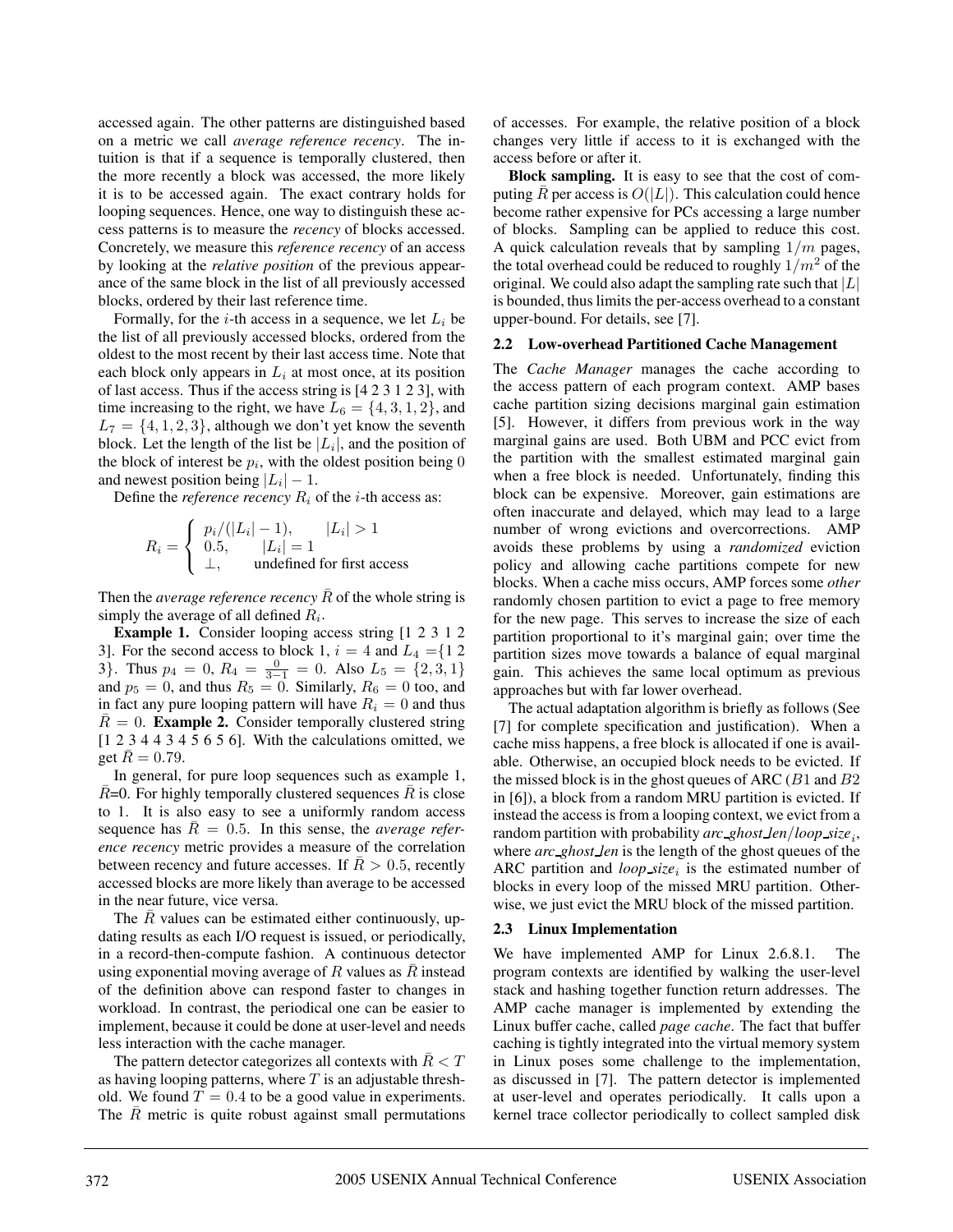accessed again. The other patterns are distinguished based on a metric we call *average reference recency*. The intuition is that if a sequence is temporally clustered, then the more recently a block was accessed, the more likely it is to be accessed again. The exact contrary holds for looping sequences. Hence, one way to distinguish these access patterns is to measure the *recency* of blocks accessed. Concretely, we measure this *reference recency* of an access by looking at the *relative position* of the previous appearance of the same block in the list of all previously accessed blocks, ordered by their last reference time.

Formally, for the $i$-th access in a sequence, we let $L_i$ be the list of all previously accessed blocks, ordered from the oldest to the most recent by their last access time. Note that each block only appears in $L_i$ at most once, at its position of last access. Thus if the access string is [4 2 3 1 2 3], with time increasing to the right, we have $L_6 = \{4, 3, 1, 2\}$, and $L_7 = \{4, 1, 2, 3\}$, although we don't yet know the seventh block. Let the length of the list be $|L_i|$, and the position of the block of interest be $p_i$, with the oldest position being 0 and newest position being $|L_i| - 1$.

Define the *reference recency* $R_i$ of the $i$-th access as:

$$R_i = \begin{cases} p_i/(|L_i| - 1), & |L_i| > 1 \\ 0.5, & |L_i| = 1 \\ \perp, & \text{undefined for first access} \end{cases}$$

Then the *average reference recency* $\bar{R}$ of the whole string is simply the average of all defined $R_i$.

**Example 1.** Consider looping access string [1 2 3 1 2 3]. For the second access to block 1, $i = 4$ and $L_4 = \{1\ 2\ 3\}$. Thus $p_4 = 0$, $R_4 = \frac{0}{3-1} = 0$. Also $L_5 = \{2, 3, 1\}$ and $p_5 = 0$, and thus $R_5 = 0$. Similarly, $R_6 = 0$ too, and in fact any pure looping pattern will have $R_i = 0$ and thus $\bar{R} = 0$. **Example 2.** Consider temporally clustered string [1 2 3 4 4 3 4 5 6 5 6]. With the calculations omitted, we get $\bar{R} = 0.79$.

In general, for pure loop sequences such as example 1, $\bar{R}$=0. For highly temporally clustered sequences $\bar{R}$ is close to 1. It is also easy to see a uniformly random access sequence has $\bar{R} = 0.5$. In this sense, the *average reference recency* metric provides a measure of the correlation between recency and future accesses. If $\bar{R} > 0.5$, recently accessed blocks are more likely than average to be accessed in the near future, vice versa.

The $\bar{R}$ values can be estimated either continuously, updating results as each I/O request is issued, or periodically, in a record-then-compute fashion. A continuous detector using exponential moving average of $R$ values as $\bar{R}$ instead of the definition above can respond faster to changes in workload. In contrast, the periodical one can be easier to implement, because it could be done at user-level and needs less interaction with the cache manager.

The pattern detector categorizes all contexts with $\bar{R} < T$ as having looping patterns, where $T$ is an adjustable threshold. We found $T = 0.4$ to be a good value in experiments. The $\bar{R}$ metric is quite robust against small permutations of accesses. For example, the relative position of a block changes very little if access to it is exchanged with the access before or after it.

**Block sampling.** It is easy to see that the cost of computing $\bar{R}$ per access is $O(|L|)$. This calculation could hence become rather expensive for PCs accessing a large number of blocks. Sampling can be applied to reduce this cost. A quick calculation reveals that by sampling $1/m$ pages, the total overhead could be reduced to roughly $1/m^2$ of the original. We could also adapt the sampling rate such that $|L|$ is bounded, thus limits the per-access overhead to a constant upper-bound. For details, see [7].

### 2.2 Low-overhead Partitioned Cache Management

The *Cache Manager* manages the cache according to the access pattern of each program context. AMP bases cache partition sizing decisions marginal gain estimation [5]. However, it differs from previous work in the way marginal gains are used. Both UBM and PCC evict from the partition with the smallest estimated marginal gain when a free block is needed. Unfortunately, finding this block can be expensive. Moreover, gain estimations are often inaccurate and delayed, which may lead to a large number of wrong evictions and overcorrections. AMP avoids these problems by using a *randomized* eviction policy and allowing cache partitions compete for new blocks. When a cache miss occurs, AMP forces some *other* randomly chosen partition to evict a page to free memory for the new page. This serves to increase the size of each partition proportional to it's marginal gain; over time the partition sizes move towards a balance of equal marginal gain. This achieves the same local optimum as previous approaches but with far lower overhead.

The actual adaptation algorithm is briefly as follows (See [7] for complete specification and justification). When a cache miss happens, a free block is allocated if one is available. Otherwise, an occupied block needs to be evicted. If the missed block is in the ghost queues of ARC ($B1$ and $B2$ in [6]), a block from a random MRU partition is evicted. If instead the access is from a looping context, we evict from a random partition with probability *arc_ghost_len*/*loop_size*$_i$, where *arc_ghost_len* is the length of the ghost queues of the ARC partition and *loop_size*$_i$ is the estimated number of blocks in every loop of the missed MRU partition. Otherwise, we just evict the MRU block of the missed partition.

### 2.3 Linux Implementation

We have implemented AMP for Linux 2.6.8.1. The program contexts are identified by walking the user-level stack and hashing together function return addresses. The AMP cache manager is implemented by extending the Linux buffer cache, called *page cache*. The fact that buffer caching is tightly integrated into the virtual memory system in Linux poses some challenge to the implementation, as discussed in [7]. The pattern detector is implemented at user-level and operates periodically. It calls upon a kernel trace collector periodically to collect sampled disk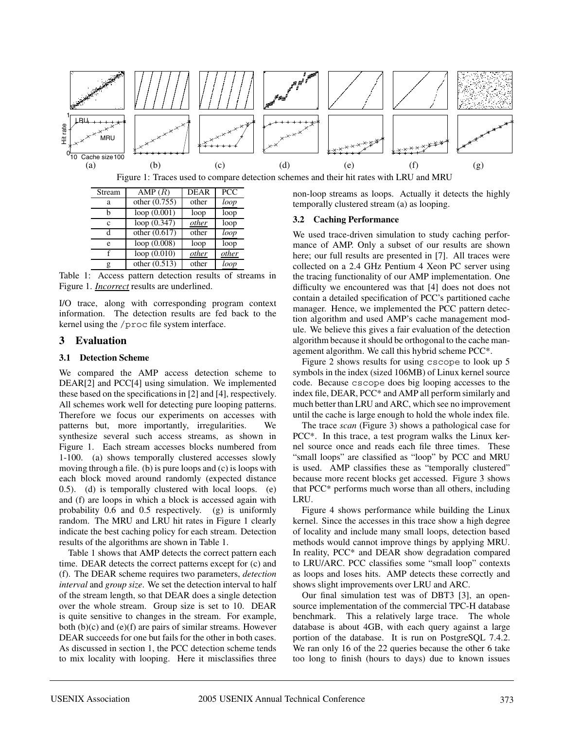Figure 1: Traces used to compare detection schemes and their hit rates with LRU and MRU

| Stream | AMP ($R$) | DEAR | PCC |
|---|---|---|---|
| a | other (0.755) | other | *loop* |
| b | loop (0.001) | loop | loop |
| c | loop (0.347) | *other* | loop |
| d | other (0.617) | other | *loop* |
| e | loop (0.008) | loop | loop |
| f | loop (0.010) | *other* | *other* |
| g | other (0.513) | other | *loop* |

Table 1: Access pattern detection results of streams in Figure 1. ***Incorrect*** results are underlined.

I/O trace, along with corresponding program context information. The detection results are fed back to the kernel using the `/proc` file system interface.

# 3 Evaluation

## 3.1 Detection Scheme

We compared the AMP access detection scheme to DEAR[2] and PCC[4] using simulation. We implemented these based on the specifications in [2] and [4], respectively. All schemes work well for detecting pure looping patterns. Therefore we focus our experiments on accesses with patterns but, more importantly, irregularities. We synthesize several such access streams, as shown in Figure 1. Each stream accesses blocks numbered from 1-100. (a) shows temporally clustered accesses slowly moving through a file. (b) is pure loops and (c) is loops with each block moved around randomly (expected distance 0.5). (d) is temporally clustered with local loops. (e) and (f) are loops in which a block is accessed again with probability 0.6 and 0.5 respectively. (g) is uniformly random. The MRU and LRU hit rates in Figure 1 clearly indicate the best caching policy for each stream. Detection results of the algorithms are shown in Table 1.

Table 1 shows that AMP detects the correct pattern each time. DEAR detects the correct patterns except for (c) and (f). The DEAR scheme requires two parameters, *detection interval* and *group size*. We set the detection interval to half of the stream length, so that DEAR does a single detection over the whole stream. Group size is set to 10. DEAR is quite sensitive to changes in the stream. For example, both (b)(c) and (e)(f) are pairs of similar streams. However DEAR succeeds for one but fails for the other in both cases. As discussed in section 1, the PCC detection scheme tends to mix locality with looping. Here it misclassifies three non-loop streams as loops. Actually it detects the highly temporally clustered stream (a) as looping.

## 3.2 Caching Performance

We used trace-driven simulation to study caching performance of AMP. Only a subset of our results are shown here; our full results are presented in [7]. All traces were collected on a 2.4 GHz Pentium 4 Xeon PC server using the tracing functionality of our AMP implementation. One difficulty we encountered was that [4] does not does not contain a detailed specification of PCC's partitioned cache manager. Hence, we implemented the PCC pattern detection algorithm and used AMP's cache management module. We believe this gives a fair evaluation of the detection algorithm because it should be orthogonal to the cache management algorithm. We call this hybrid scheme PCC*.

Figure 2 shows results for using `cscope` to look up 5 symbols in the index (sized 106MB) of Linux kernel source code. Because `cscope` does big looping accesses to the index file, DEAR, PCC* and AMP all perform similarly and much better than LRU and ARC, which see no improvement until the cache is large enough to hold the whole index file.

The trace *scan* (Figure 3) shows a pathological case for PCC*. In this trace, a test program walks the Linux kernel source once and reads each file three times. These "small loops" are classified as "loop" by PCC and MRU is used. AMP classifies these as "temporally clustered" because more recent blocks get accessed. Figure 3 shows that PCC* performs much worse than all others, including LRU.

Figure 4 shows performance while building the Linux kernel. Since the accesses in this trace show a high degree of locality and include many small loops, detection based methods would cannot improve things by applying MRU. In reality, PCC* and DEAR show degradation compared to LRU/ARC. PCC classifies some "small loop" contexts as loops and loses hits. AMP detects these correctly and shows slight improvements over LRU and ARC.

Our final simulation test was of DBT3 [3], an open-source implementation of the commercial TPC-H database benchmark. This a relatively large trace. The whole database is about 4GB, with each query against a large portion of the database. It is run on PostgreSQL 7.4.2. We ran only 16 of the 22 queries because the other 6 take too long to finish (hours to days) due to known issues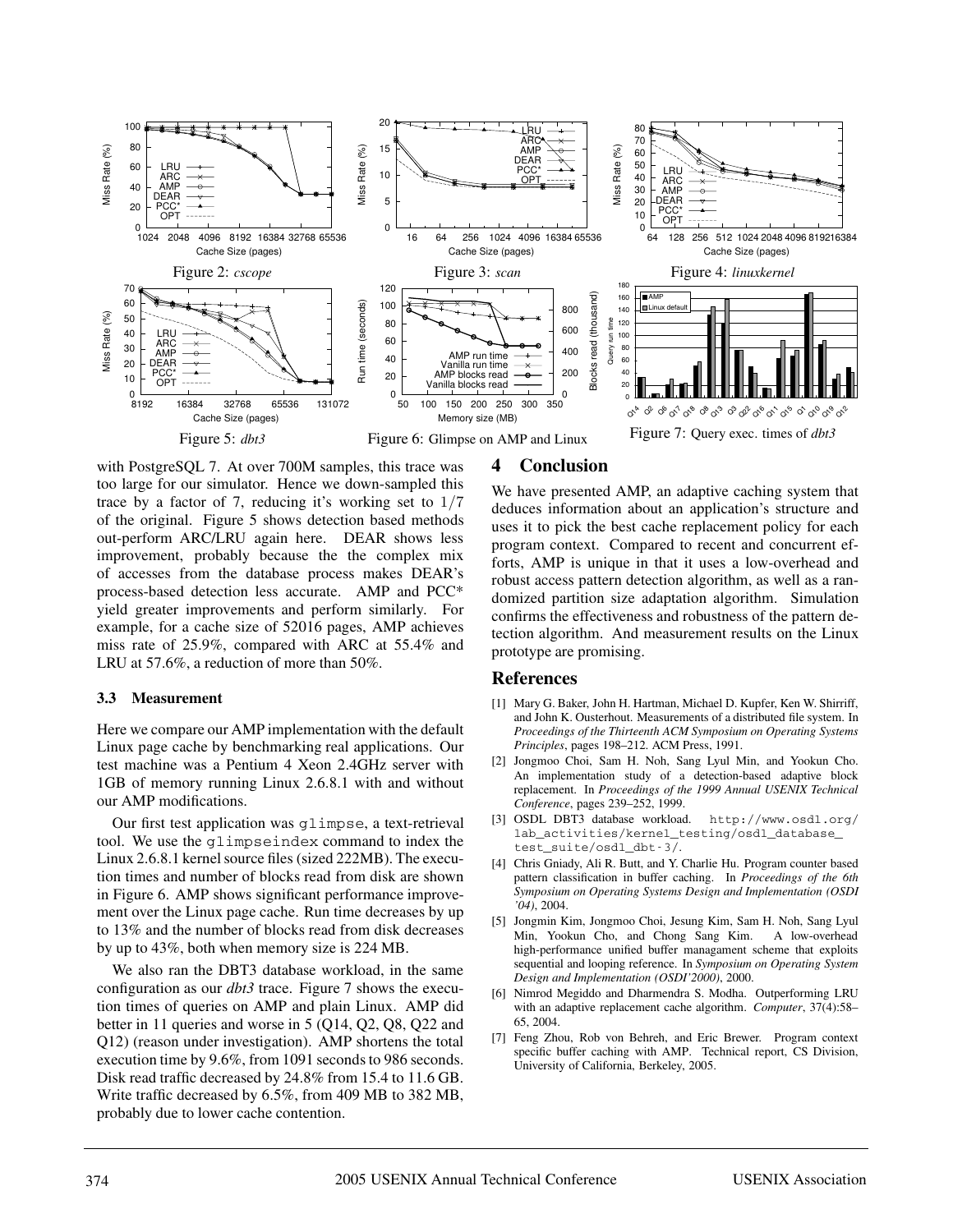Miss Rate (%)
100
80
60
40
20
0
1024 2048 4096 8192 16384 32768 65536
Cache Size (pages)
LRU
ARC
AMP
DEAR
PCC*
OPT

Figure 2: *cscope*

Miss Rate (%)
20
15
10
5
0
16 64 256 1024 4096 16384 65536
Cache Size (pages)
LRU
ARC
AMP
DEAR
PCC*
OPT

Figure 3: *scan*

Miss Rate (%)
80
70
60
50
40
30
20
10
0
64 128 256 512 1024 2048 4096 8192 16384
Cache Size (pages)
LRU
ARC
AMP
DEAR
PCC*
OPT

Figure 4: *linuxkernel*

Miss Rate (%)
70
60
50
40
30
20
10
0
8192 16384 32768 65536 131072
Cache Size (pages)
LRU
ARC
AMP
DEAR
PCC*
OPT

Figure 5: *dbt3*

Run time (seconds)
120
100
80
60
40
20
0
50 100 150 200 250 300 350
Memory size (MB)
Blocks read (thousand)
800
600
400
200
0
AMP run time
Vanilla run time
AMP blocks read
Vanilla blocks read

Figure 6: Glimpse on AMP and Linux

Query run time
180
160
140
120
100
80
60
40
20
0
AMP
Linux default
Q14 Q2 Q6 Q17 Q18 Q8 Q13 Q3 Q22 Q16 Q11 Q15 Q1 Q10 Q19 Q12

Figure 7: Query exec. times of *dbt3*

with PostgreSQL 7. At over 700M samples, this trace was too large for our simulator. Hence we down-sampled this trace by a factor of 7, reducing it's working set to $1/7$ of the original. Figure 5 shows detection based methods out-perform ARC/LRU again here. DEAR shows less improvement, probably because the the complex mix of accesses from the database process makes DEAR's process-based detection less accurate. AMP and PCC* yield greater improvements and perform similarly. For example, for a cache size of 52016 pages, AMP achieves miss rate of 25.9%, compared with ARC at 55.4% and LRU at 57.6%, a reduction of more than 50%.

### 3.3 Measurement

Here we compare our AMP implementation with the default Linux page cache by benchmarking real applications. Our test machine was a Pentium 4 Xeon 2.4GHz server with 1GB of memory running Linux 2.6.8.1 with and without our AMP modifications.

Our first test application was `glimpse`, a text-retrieval tool. We use the `glimpseindex` command to index the Linux 2.6.8.1 kernel source files (sized 222MB). The execution times and number of blocks read from disk are shown in Figure 6. AMP shows significant performance improvement over the Linux page cache. Run time decreases by up to 13% and the number of blocks read from disk decreases by up to 43%, both when memory size is 224 MB.

We also ran the DBT3 database workload, in the same configuration as our *dbt3* trace. Figure 7 shows the execution times of queries on AMP and plain Linux. AMP did better in 11 queries and worse in 5 (Q14, Q2, Q8, Q22 and Q12) (reason under investigation). AMP shortens the total execution time by 9.6%, from 1091 seconds to 986 seconds. Disk read traffic decreased by 24.8% from 15.4 to 11.6 GB. Write traffic decreased by 6.5%, from 409 MB to 382 MB, probably due to lower cache contention.

## 4 Conclusion

We have presented AMP, an adaptive caching system that deduces information about an application's structure and uses it to pick the best cache replacement policy for each program context. Compared to recent and concurrent efforts, AMP is unique in that it uses a low-overhead and robust access pattern detection algorithm, as well as a randomized partition size adaptation algorithm. Simulation confirms the effectiveness and robustness of the pattern detection algorithm. And measurement results on the Linux prototype are promising.

## References

[1] Mary G. Baker, John H. Hartman, Michael D. Kupfer, Ken W. Shirriff, and John K. Ousterhout. Measurements of a distributed file system. In *Proceedings of the Thirteenth ACM Symposium on Operating Systems Principles*, pages 198–212. ACM Press, 1991.

[2] Jongmoo Choi, Sam H. Noh, Sang Lyul Min, and Yookun Cho. An implementation study of a detection-based adaptive block replacement. In *Proceedings of the 1999 Annual USENIX Technical Conference*, pages 239–252, 1999.

[3] OSDL DBT3 database workload. `http://www.osdl.org/lab_activities/kernel_testing/osdl_database_test_suite/osdl_dbt-3/`.

[4] Chris Gniady, Ali R. Butt, and Y. Charlie Hu. Program counter based pattern classification in buffer caching. In *Proceedings of the 6th Symposium on Operating Systems Design and Implementation (OSDI '04)*, 2004.

[5] Jongmin Kim, Jongmoo Choi, Jesung Kim, Sam H. Noh, Sang Lyul Min, Yookun Cho, and Chong Sang Kim. A low-overhead high-performance unified buffer managament scheme that exploits sequential and looping reference. In *Symposium on Operating System Design and Implementation (OSDI'2000)*, 2000.

[6] Nimrod Megiddo and Dharmendra S. Modha. Outperforming LRU with an adaptive replacement cache algorithm. *Computer*, 37(4):58–65, 2004.

[7] Feng Zhou, Rob von Behreh, and Eric Brewer. Program context specific buffer caching with AMP. Technical report, CS Division, University of California, Berkeley, 2005.